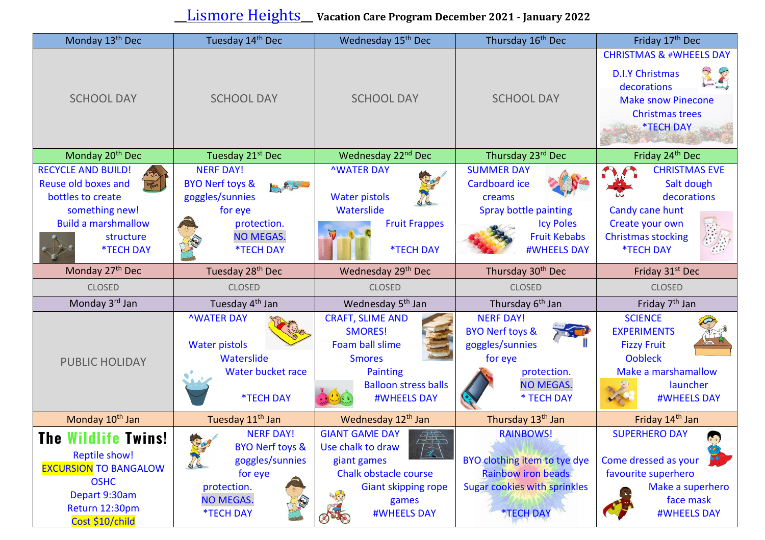# Lismore Heights Vacation Care Program December 2021 - January 2022

| Monday 13th Dec | Tuesday 14th Dec | Wednesday 15th Dec | Thursday 16th Dec | Friday 17th Dec |
|---|---|---|---|---|
| SCHOOL DAY | SCHOOL DAY | SCHOOL DAY | SCHOOL DAY | CHRISTMAS & #WHEELS DAY<br>D.I.Y Christmas decorations<br>Make snow Pinecone Christmas trees<br>*TECH DAY |
| **Monday 20th Dec** | **Tuesday 21st Dec** | **Wednesday 22nd Dec** | **Thursday 23rd Dec** | **Friday 24th Dec** |
| RECYCLE AND BUILD!<br>Reuse old boxes and bottles to create something new!<br>Build a marshmallow structure<br>*TECH DAY | NERF DAY!<br>BYO Nerf toys & goggles/sunnies for eye protection.<br>NO MEGAS.<br>*TECH DAY | ^WATER DAY<br>Water pistols<br>Waterslide<br>Fruit Frappes<br>*TECH DAY | SUMMER DAY<br>Cardboard ice creams<br>Spray bottle painting<br>Icy Poles<br>Fruit Kebabs<br>#WHEELS DAY | CHRISTMAS EVE<br>Salt dough decorations<br>Candy cane hunt<br>Create your own Christmas stocking<br>*TECH DAY |
| **Monday 27th Dec** | **Tuesday 28th Dec** | **Wednesday 29th Dec** | **Thursday 30th Dec** | **Friday 31st Dec** |
| CLOSED | CLOSED | CLOSED | CLOSED | CLOSED |
| **Monday 3rd Jan** | **Tuesday 4th Jan** | **Wednesday 5th Jan** | **Thursday 6th Jan** | **Friday 7th Jan** |
| PUBLIC HOLIDAY | ^WATER DAY<br>Water pistols<br>Waterslide<br>Water bucket race<br>*TECH DAY | CRAFT, SLIME AND SMORES!<br>Foam ball slime<br>Smores<br>Painting<br>Balloon stress balls<br>#WHEELS DAY | NERF DAY!<br>BYO Nerf toys & goggles/sunnies for eye protection.<br>NO MEGAS.<br>* TECH DAY | SCIENCE EXPERIMENTS<br>Fizzy Fruit<br>Oobleck<br>Make a marshamallow launcher<br>#WHEELS DAY |
| **Monday 10th Jan** | **Tuesday 11th Jan** | **Wednesday 12th Jan** | **Thursday 13th Jan** | **Friday 14th Jan** |
| **The Wildlife Twins!**<br>Reptile show!<br>EXCURSION TO BANGALOW OSHC<br>Depart 9:30am<br>Return 12:30pm<br>Cost $10/child | NERF DAY!<br>BYO Nerf toys & goggles/sunnies for eye protection.<br>NO MEGAS.<br>*TECH DAY | GIANT GAME DAY<br>Use chalk to draw giant games<br>Chalk obstacle course<br>Giant skipping rope games<br>#WHEELS DAY | RAINBOWS!<br>BYO clothing item to tye dye<br>Rainbow iron beads<br>Sugar cookies with sprinkles<br>*TECH DAY | SUPERHERO DAY<br>Come dressed as your favourite superhero<br>Make a superhero face mask<br>#WHEELS DAY |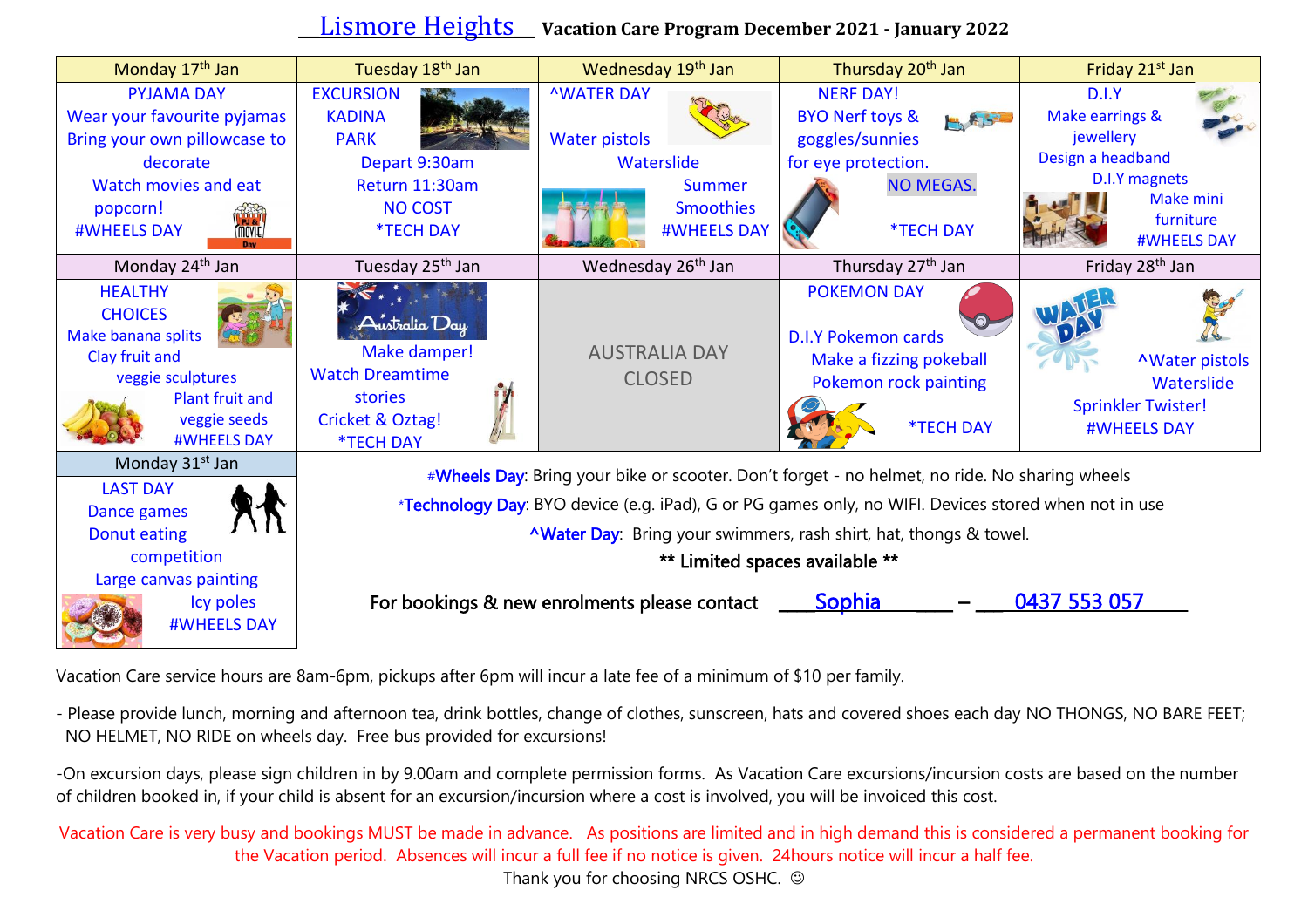# Lismore Heights Vacation Care Program December 2021 - January 2022

| Monday 17th Jan | Tuesday 18th Jan | Wednesday 19th Jan | Thursday 20th Jan | Friday 21st Jan |
| --- | --- | --- | --- | --- |
| PYJAMA DAY<br>Wear your favourite pyjamas<br>Bring your own pillowcase to decorate<br>Watch movies and eat popcorn!<br>#WHEELS DAY | EXCURSION<br>KADINA PARK<br>Depart 9:30am<br>Return 11:30am<br>NO COST<br>*TECH DAY | ^WATER DAY<br>Water pistols<br>Waterslide<br>Summer Smoothies<br>#WHEELS DAY | NERF DAY!<br>BYO Nerf toys & goggles/sunnies for eye protection.<br>NO MEGAS.<br>*TECH DAY | D.I.Y<br>Make earrings & jewellery<br>Design a headband<br>D.I.Y magnets<br>Make mini furniture<br>#WHEELS DAY |
| **Monday 24th Jan** | **Tuesday 25th Jan** | **Wednesday 26th Jan** | **Thursday 27th Jan** | **Friday 28th Jan** |
| HEALTHY CHOICES<br>Make banana splits<br>Clay fruit and veggie sculptures<br>Plant fruit and veggie seeds<br>#WHEELS DAY | Australia Day<br>Make damper!<br>Watch Dreamtime stories<br>Cricket & Oztag!<br>*TECH DAY | AUSTRALIA DAY<br>CLOSED | POKEMON DAY<br>D.I.Y Pokemon cards<br>Make a fizzing pokeball<br>Pokemon rock painting<br>*TECH DAY | WATER DAY<br>^Water pistols<br>Waterslide<br>Sprinkler Twister!<br>#WHEELS DAY |
| **Monday 31st Jan** | | | | |
| LAST DAY<br>Dance games<br>Donut eating competition<br>Large canvas painting<br>Icy poles<br>#WHEELS DAY | | | | |

#Wheels Day: Bring your bike or scooter. Don't forget - no helmet, no ride. No sharing wheels

*Technology Day: BYO device (e.g. iPad), G or PG games only, no WIFI. Devices stored when not in use

^Water Day: Bring your swimmers, rash shirt, hat, thongs & towel.

**** Limited spaces available ****

For bookings & new enrolments please contact Sophia – 0437 553 057

Vacation Care service hours are 8am-6pm, pickups after 6pm will incur a late fee of a minimum of $10 per family.

- Please provide lunch, morning and afternoon tea, drink bottles, change of clothes, sunscreen, hats and covered shoes each day NO THONGS, NO BARE FEET; NO HELMET, NO RIDE on wheels day. Free bus provided for excursions!

-On excursion days, please sign children in by 9.00am and complete permission forms. As Vacation Care excursions/incursion costs are based on the number of children booked in, if your child is absent for an excursion/incursion where a cost is involved, you will be invoiced this cost.

Vacation Care is very busy and bookings MUST be made in advance. As positions are limited and in high demand this is considered a permanent booking for the Vacation period. Absences will incur a full fee if no notice is given. 24hours notice will incur a half fee.

Thank you for choosing NRCS OSHC. ☺